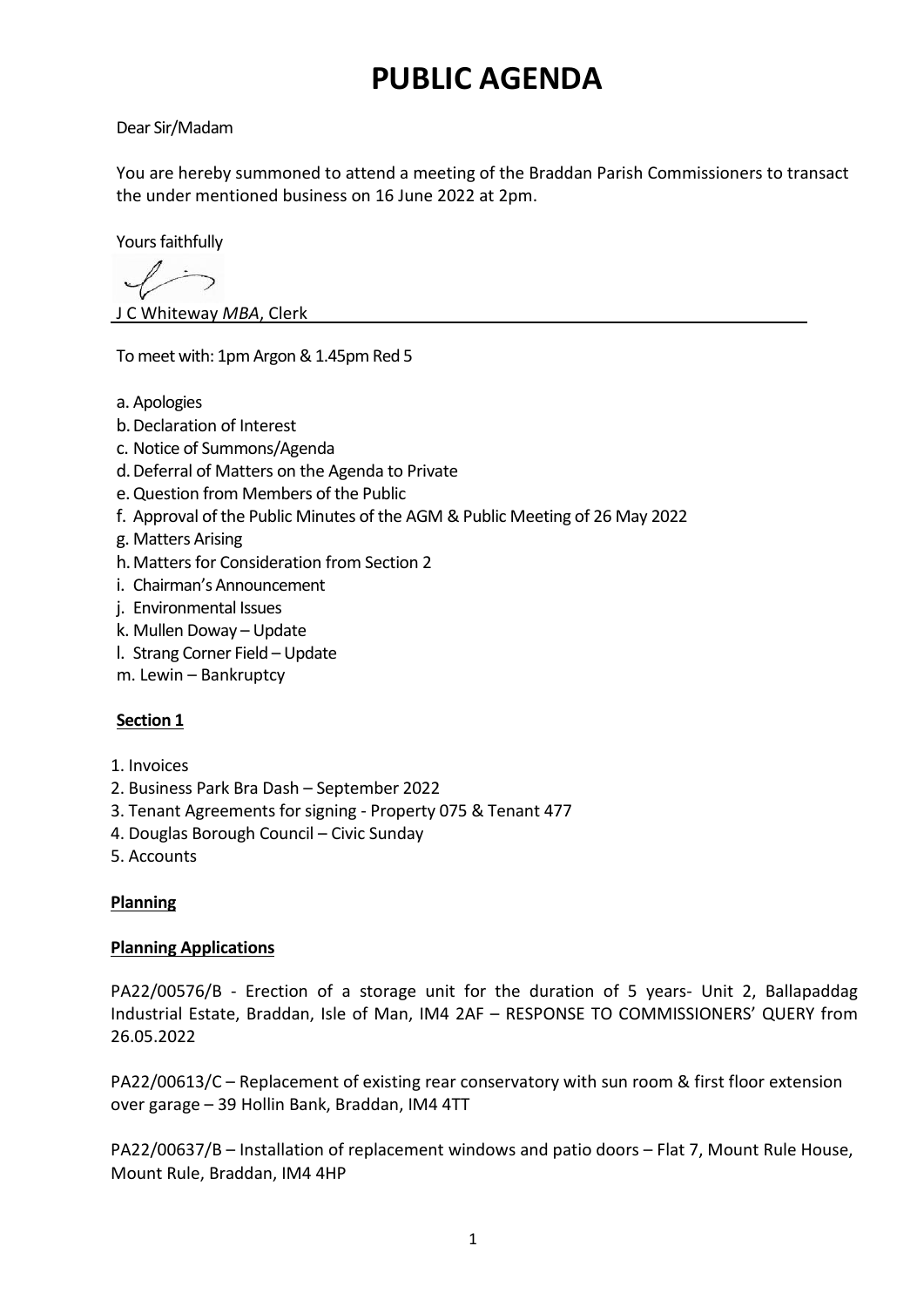# PUBLIC AGENDA

Dear Sir/Madam

You are hereby summoned to attend a meeting of the Braddan Parish Commissioners to transact the under mentioned business on 16 June 2022 at 2pm.

Yours faithfully

J C Whiteway *MBA*, Clerk

To meet with: 1pm Argon & 1.45pm Red 5

a. Apologies
b. Declaration of Interest
c. Notice of Summons/Agenda
d. Deferral of Matters on the Agenda to Private
e. Question from Members of the Public
f. Approval of the Public Minutes of the AGM & Public Meeting of 26 May 2022
g. Matters Arising
h. Matters for Consideration from Section 2
i. Chairman's Announcement
j. Environmental Issues
k. Mullen Doway – Update
l. Strang Corner Field – Update
m. Lewin – Bankruptcy

**Section 1**

1. Invoices
2. Business Park Bra Dash – September 2022
3. Tenant Agreements for signing - Property 075 & Tenant 477
4. Douglas Borough Council – Civic Sunday
5. Accounts

**Planning**

**Planning Applications**

PA22/00576/B - Erection of a storage unit for the duration of 5 years- Unit 2, Ballapaddag Industrial Estate, Braddan, Isle of Man, IM4 2AF – RESPONSE TO COMMISSIONERS' QUERY from 26.05.2022

PA22/00613/C – Replacement of existing rear conservatory with sun room & first floor extension over garage – 39 Hollin Bank, Braddan, IM4 4TT

PA22/00637/B – Installation of replacement windows and patio doors – Flat 7, Mount Rule House, Mount Rule, Braddan, IM4 4HP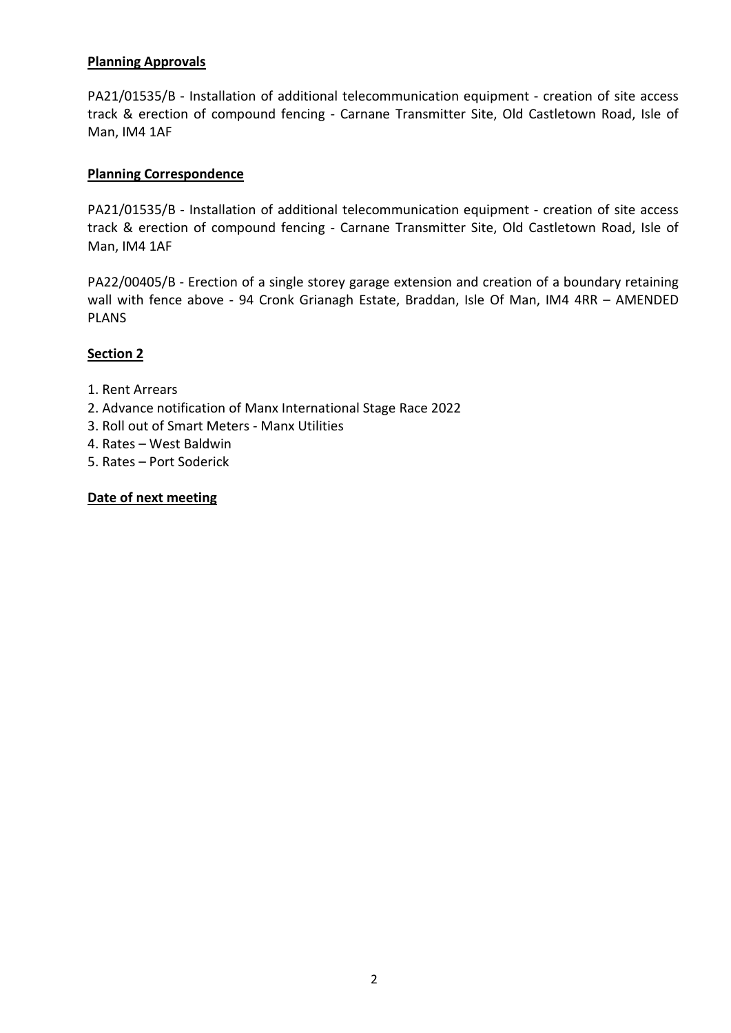**Planning Approvals**

PA21/01535/B - Installation of additional telecommunication equipment - creation of site access track & erection of compound fencing - Carnane Transmitter Site, Old Castletown Road, Isle of Man, IM4 1AF

**Planning Correspondence**

PA21/01535/B - Installation of additional telecommunication equipment - creation of site access track & erection of compound fencing - Carnane Transmitter Site, Old Castletown Road, Isle of Man, IM4 1AF

PA22/00405/B - Erection of a single storey garage extension and creation of a boundary retaining wall with fence above - 94 Cronk Grianagh Estate, Braddan, Isle Of Man, IM4 4RR – AMENDED PLANS

**Section 2**

1. Rent Arrears
2. Advance notification of Manx International Stage Race 2022
3. Roll out of Smart Meters - Manx Utilities
4. Rates – West Baldwin
5. Rates – Port Soderick

**Date of next meeting**